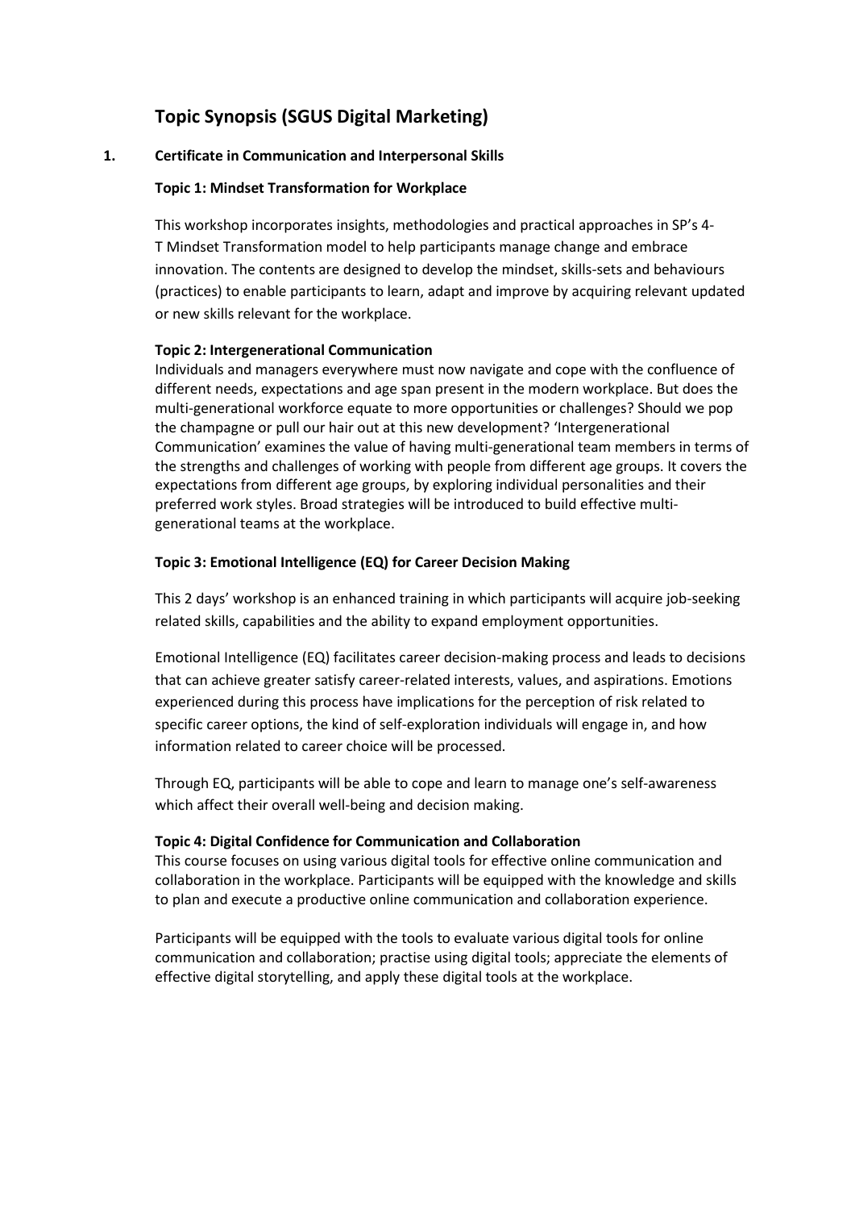# Topic Synopsis (SGUS Digital Marketing)

## 1. Certificate in Communication and Interpersonal Skills

### Topic 1: Mindset Transformation for Workplace

This workshop incorporates insights, methodologies and practical approaches in SP's 4-T Mindset Transformation model to help participants manage change and embrace innovation. The contents are designed to develop the mindset, skills-sets and behaviours (practices) to enable participants to learn, adapt and improve by acquiring relevant updated or new skills relevant for the workplace.

### Topic 2: Intergenerational Communication

Individuals and managers everywhere must now navigate and cope with the confluence of different needs, expectations and age span present in the modern workplace. But does the multi-generational workforce equate to more opportunities or challenges? Should we pop the champagne or pull our hair out at this new development? 'Intergenerational Communication' examines the value of having multi-generational team members in terms of the strengths and challenges of working with people from different age groups. It covers the expectations from different age groups, by exploring individual personalities and their preferred work styles. Broad strategies will be introduced to build effective multi-generational teams at the workplace.

### Topic 3: Emotional Intelligence (EQ) for Career Decision Making

This 2 days' workshop is an enhanced training in which participants will acquire job-seeking related skills, capabilities and the ability to expand employment opportunities.

Emotional Intelligence (EQ) facilitates career decision-making process and leads to decisions that can achieve greater satisfy career-related interests, values, and aspirations. Emotions experienced during this process have implications for the perception of risk related to specific career options, the kind of self-exploration individuals will engage in, and how information related to career choice will be processed.

Through EQ, participants will be able to cope and learn to manage one's self-awareness which affect their overall well-being and decision making.

### Topic 4: Digital Confidence for Communication and Collaboration

This course focuses on using various digital tools for effective online communication and collaboration in the workplace. Participants will be equipped with the knowledge and skills to plan and execute a productive online communication and collaboration experience.

Participants will be equipped with the tools to evaluate various digital tools for online communication and collaboration; practise using digital tools; appreciate the elements of effective digital storytelling, and apply these digital tools at the workplace.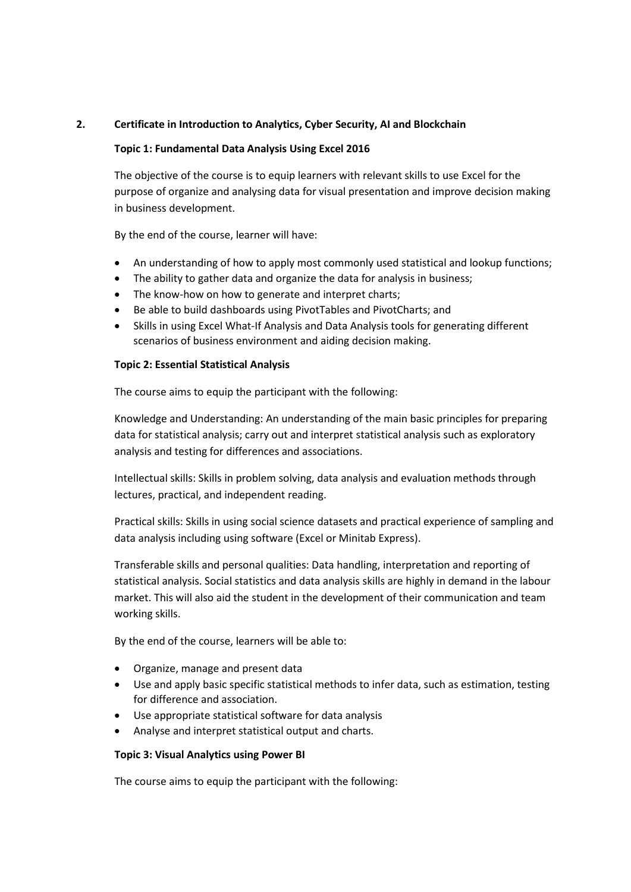## 2. Certificate in Introduction to Analytics, Cyber Security, AI and Blockchain

### Topic 1: Fundamental Data Analysis Using Excel 2016

The objective of the course is to equip learners with relevant skills to use Excel for the purpose of organize and analysing data for visual presentation and improve decision making in business development.

By the end of the course, learner will have:

- An understanding of how to apply most commonly used statistical and lookup functions;
- The ability to gather data and organize the data for analysis in business;
- The know-how on how to generate and interpret charts;
- Be able to build dashboards using PivotTables and PivotCharts; and
- Skills in using Excel What-If Analysis and Data Analysis tools for generating different scenarios of business environment and aiding decision making.

### Topic 2: Essential Statistical Analysis

The course aims to equip the participant with the following:

Knowledge and Understanding: An understanding of the main basic principles for preparing data for statistical analysis; carry out and interpret statistical analysis such as exploratory analysis and testing for differences and associations.

Intellectual skills: Skills in problem solving, data analysis and evaluation methods through lectures, practical, and independent reading.

Practical skills: Skills in using social science datasets and practical experience of sampling and data analysis including using software (Excel or Minitab Express).

Transferable skills and personal qualities: Data handling, interpretation and reporting of statistical analysis. Social statistics and data analysis skills are highly in demand in the labour market. This will also aid the student in the development of their communication and team working skills.

By the end of the course, learners will be able to:

- Organize, manage and present data
- Use and apply basic specific statistical methods to infer data, such as estimation, testing for difference and association.
- Use appropriate statistical software for data analysis
- Analyse and interpret statistical output and charts.

### Topic 3: Visual Analytics using Power BI

The course aims to equip the participant with the following: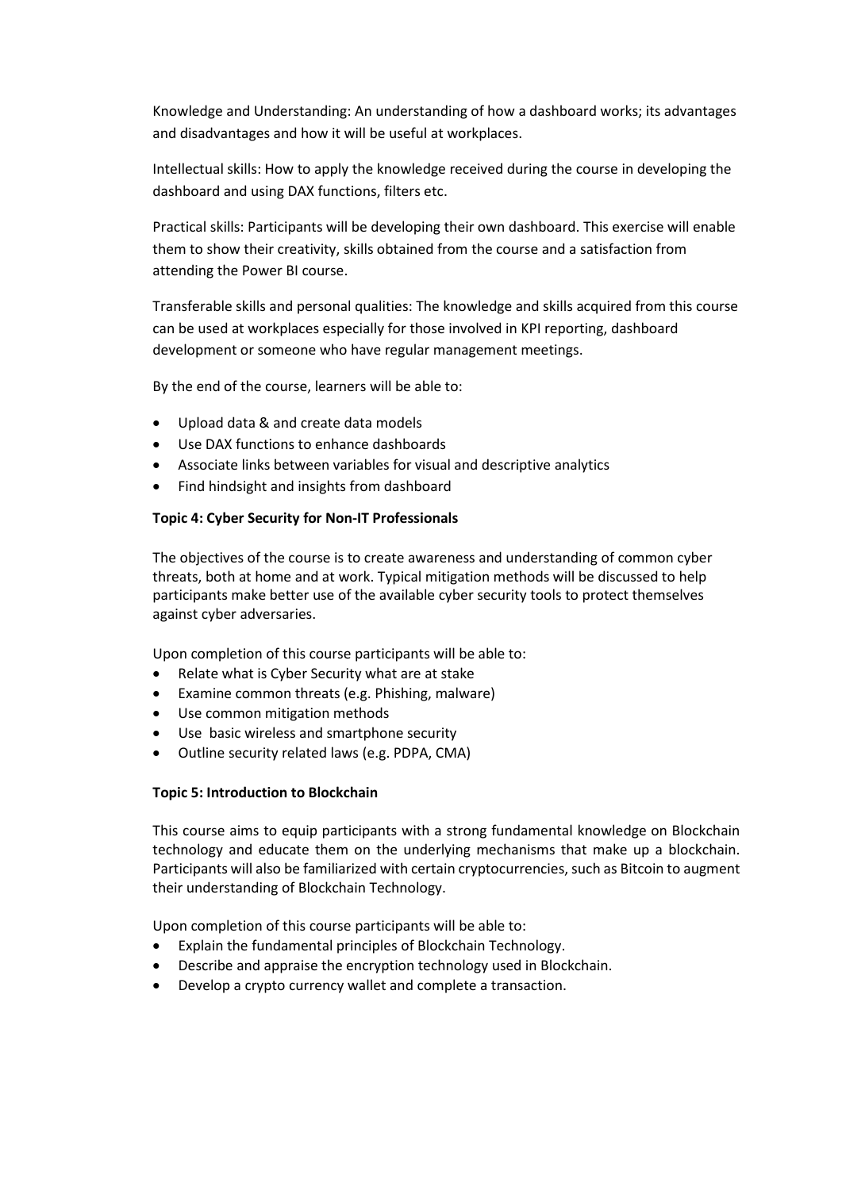Knowledge and Understanding: An understanding of how a dashboard works; its advantages and disadvantages and how it will be useful at workplaces.

Intellectual skills: How to apply the knowledge received during the course in developing the dashboard and using DAX functions, filters etc.

Practical skills: Participants will be developing their own dashboard. This exercise will enable them to show their creativity, skills obtained from the course and a satisfaction from attending the Power BI course.

Transferable skills and personal qualities: The knowledge and skills acquired from this course can be used at workplaces especially for those involved in KPI reporting, dashboard development or someone who have regular management meetings.

By the end of the course, learners will be able to:

- Upload data & and create data models
- Use DAX functions to enhance dashboards
- Associate links between variables for visual and descriptive analytics
- Find hindsight and insights from dashboard

**Topic 4: Cyber Security for Non-IT Professionals**

The objectives of the course is to create awareness and understanding of common cyber threats, both at home and at work. Typical mitigation methods will be discussed to help participants make better use of the available cyber security tools to protect themselves against cyber adversaries.

Upon completion of this course participants will be able to:

- Relate what is Cyber Security what are at stake
- Examine common threats (e.g. Phishing, malware)
- Use common mitigation methods
- Use basic wireless and smartphone security
- Outline security related laws (e.g. PDPA, CMA)

**Topic 5: Introduction to Blockchain**

This course aims to equip participants with a strong fundamental knowledge on Blockchain technology and educate them on the underlying mechanisms that make up a blockchain. Participants will also be familiarized with certain cryptocurrencies, such as Bitcoin to augment their understanding of Blockchain Technology.

Upon completion of this course participants will be able to:

- Explain the fundamental principles of Blockchain Technology.
- Describe and appraise the encryption technology used in Blockchain.
- Develop a crypto currency wallet and complete a transaction.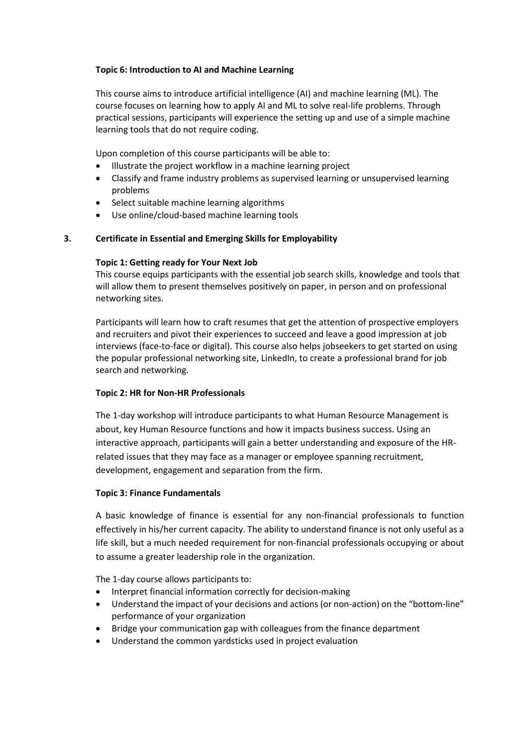**Topic 6: Introduction to AI and Machine Learning**

This course aims to introduce artificial intelligence (AI) and machine learning (ML). The course focuses on learning how to apply AI and ML to solve real-life problems. Through practical sessions, participants will experience the setting up and use of a simple machine learning tools that do not require coding.

Upon completion of this course participants will be able to:

- Illustrate the project workflow in a machine learning project
- Classify and frame industry problems as supervised learning or unsupervised learning problems
- Select suitable machine learning algorithms
- Use online/cloud-based machine learning tools

## 3. Certificate in Essential and Emerging Skills for Employability

**Topic 1: Getting ready for Your Next Job**

This course equips participants with the essential job search skills, knowledge and tools that will allow them to present themselves positively on paper, in person and on professional networking sites.

Participants will learn how to craft resumes that get the attention of prospective employers and recruiters and pivot their experiences to succeed and leave a good impression at job interviews (face-to-face or digital). This course also helps jobseekers to get started on using the popular professional networking site, LinkedIn, to create a professional brand for job search and networking.

**Topic 2: HR for Non-HR Professionals**

The 1-day workshop will introduce participants to what Human Resource Management is about, key Human Resource functions and how it impacts business success. Using an interactive approach, participants will gain a better understanding and exposure of the HR-related issues that they may face as a manager or employee spanning recruitment, development, engagement and separation from the firm.

**Topic 3: Finance Fundamentals**

A basic knowledge of finance is essential for any non-financial professionals to function effectively in his/her current capacity. The ability to understand finance is not only useful as a life skill, but a much needed requirement for non-financial professionals occupying or about to assume a greater leadership role in the organization.

The 1-day course allows participants to:

- Interpret financial information correctly for decision-making
- Understand the impact of your decisions and actions (or non-action) on the "bottom-line" performance of your organization
- Bridge your communication gap with colleagues from the finance department
- Understand the common yardsticks used in project evaluation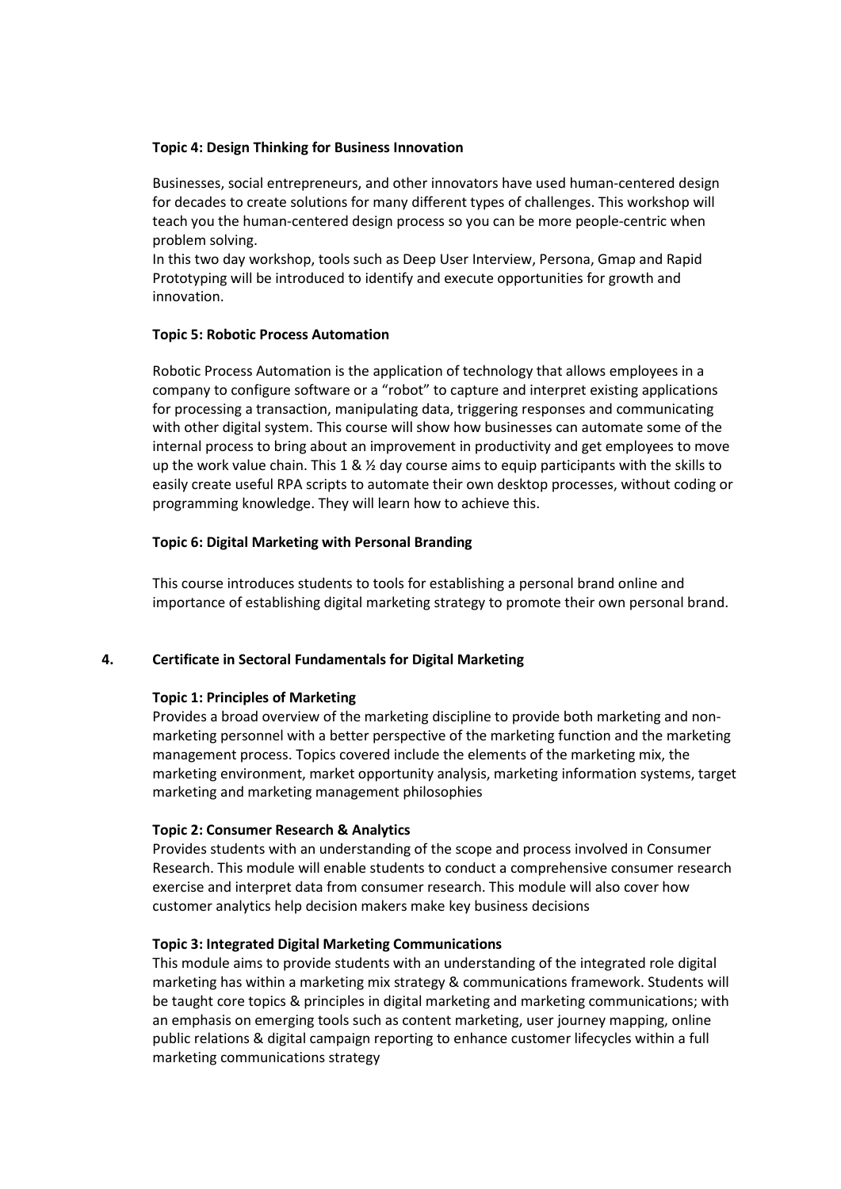**Topic 4: Design Thinking for Business Innovation**

Businesses, social entrepreneurs, and other innovators have used human-centered design for decades to create solutions for many different types of challenges. This workshop will teach you the human-centered design process so you can be more people-centric when problem solving.

In this two day workshop, tools such as Deep User Interview, Persona, Gmap and Rapid Prototyping will be introduced to identify and execute opportunities for growth and innovation.

**Topic 5: Robotic Process Automation**

Robotic Process Automation is the application of technology that allows employees in a company to configure software or a "robot" to capture and interpret existing applications for processing a transaction, manipulating data, triggering responses and communicating with other digital system. This course will show how businesses can automate some of the internal process to bring about an improvement in productivity and get employees to move up the work value chain. This 1 & ½ day course aims to equip participants with the skills to easily create useful RPA scripts to automate their own desktop processes, without coding or programming knowledge. They will learn how to achieve this.

**Topic 6: Digital Marketing with Personal Branding**

This course introduces students to tools for establishing a personal brand online and importance of establishing digital marketing strategy to promote their own personal brand.

## 4. Certificate in Sectoral Fundamentals for Digital Marketing

**Topic 1: Principles of Marketing**

Provides a broad overview of the marketing discipline to provide both marketing and non-marketing personnel with a better perspective of the marketing function and the marketing management process. Topics covered include the elements of the marketing mix, the marketing environment, market opportunity analysis, marketing information systems, target marketing and marketing management philosophies

**Topic 2: Consumer Research & Analytics**

Provides students with an understanding of the scope and process involved in Consumer Research. This module will enable students to conduct a comprehensive consumer research exercise and interpret data from consumer research. This module will also cover how customer analytics help decision makers make key business decisions

**Topic 3: Integrated Digital Marketing Communications**

This module aims to provide students with an understanding of the integrated role digital marketing has within a marketing mix strategy & communications framework. Students will be taught core topics & principles in digital marketing and marketing communications; with an emphasis on emerging tools such as content marketing, user journey mapping, online public relations & digital campaign reporting to enhance customer lifecycles within a full marketing communications strategy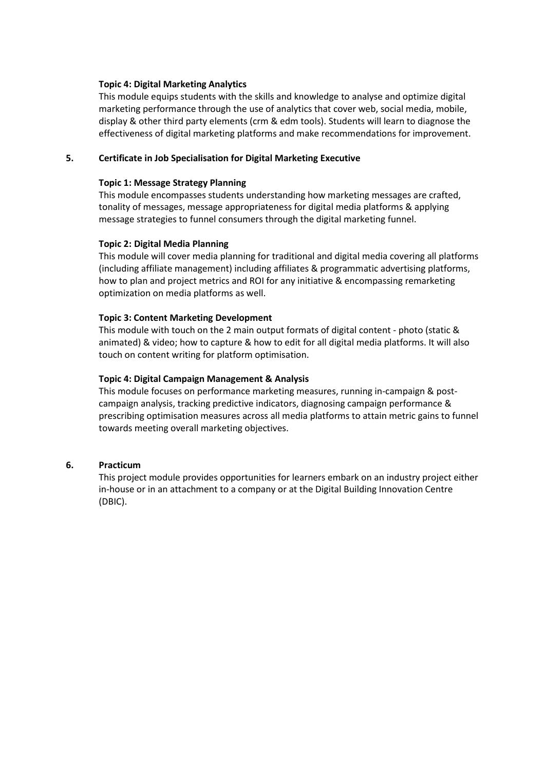**Topic 4: Digital Marketing Analytics**

This module equips students with the skills and knowledge to analyse and optimize digital marketing performance through the use of analytics that cover web, social media, mobile, display & other third party elements (crm & edm tools). Students will learn to diagnose the effectiveness of digital marketing platforms and make recommendations for improvement.

**5. Certificate in Job Specialisation for Digital Marketing Executive**

**Topic 1: Message Strategy Planning**

This module encompasses students understanding how marketing messages are crafted, tonality of messages, message appropriateness for digital media platforms & applying message strategies to funnel consumers through the digital marketing funnel.

**Topic 2: Digital Media Planning**

This module will cover media planning for traditional and digital media covering all platforms (including affiliate management) including affiliates & programmatic advertising platforms, how to plan and project metrics and ROI for any initiative & encompassing remarketing optimization on media platforms as well.

**Topic 3: Content Marketing Development**

This module with touch on the 2 main output formats of digital content - photo (static & animated) & video; how to capture & how to edit for all digital media platforms. It will also touch on content writing for platform optimisation.

**Topic 4: Digital Campaign Management & Analysis**

This module focuses on performance marketing measures, running in-campaign & post-campaign analysis, tracking predictive indicators, diagnosing campaign performance & prescribing optimisation measures across all media platforms to attain metric gains to funnel towards meeting overall marketing objectives.

**6. Practicum**

This project module provides opportunities for learners embark on an industry project either in-house or in an attachment to a company or at the Digital Building Innovation Centre (DBIC).